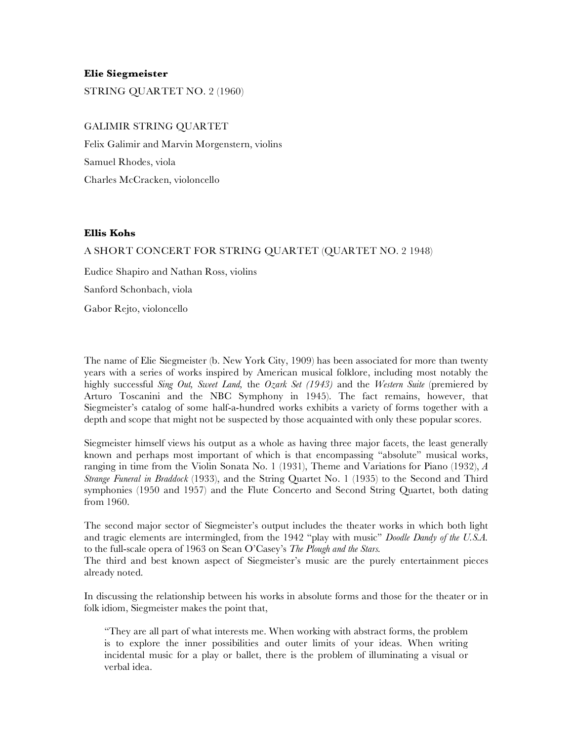**Elie Siegmeister**

STRING QUARTET NO. 2 (1960)

GALIMIR STRING QUARTET

Felix Galimir and Marvin Morgenstern, violins

Samuel Rhodes, viola

Charles McCracken, violoncello

**Ellis Kohs**

A SHORT CONCERT FOR STRING QUARTET (QUARTET NO. 2 1948)

Eudice Shapiro and Nathan Ross, violins

Sanford Schonbach, viola

Gabor Rejto, violoncello

The name of Elie Siegmeister (b. New York City, 1909) has been associated for more than twenty years with a series of works inspired by American musical folklore, including most notably the highly successful *Sing Out, Sweet Land,* the *Ozark Set (1943)* and the *Western Suite* (premiered by Arturo Toscanini and the NBC Symphony in 1945). The fact remains, however, that Siegmeister's catalog of some half-a-hundred works exhibits a variety of forms together with a depth and scope that might not be suspected by those acquainted with only these popular scores.

Siegmeister himself views his output as a whole as having three major facets, the least generally known and perhaps most important of which is that encompassing "absolute" musical works, ranging in time from the Violin Sonata No. 1 (1931), Theme and Variations for Piano (1932), *A Strange Funeral in Braddock* (1933), and the String Quartet No. 1 (1935) to the Second and Third symphonies (1950 and 1957) and the Flute Concerto and Second String Quartet, both dating from 1960.

The second major sector of Siegmeister's output includes the theater works in which both light and tragic elements are intermingled, from the 1942 "play with music" *Doodle Dandy of the U.S.A.* to the full-scale opera of 1963 on Sean O'Casey's *The Plough and the Stars.*

The third and best known aspect of Siegmeister's music are the purely entertainment pieces already noted.

In discussing the relationship between his works in absolute forms and those for the theater or in folk idiom, Siegmeister makes the point that,

> "They are all part of what interests me. When working with abstract forms, the problem is to explore the inner possibilities and outer limits of your ideas. When writing incidental music for a play or ballet, there is the problem of illuminating a visual or verbal idea.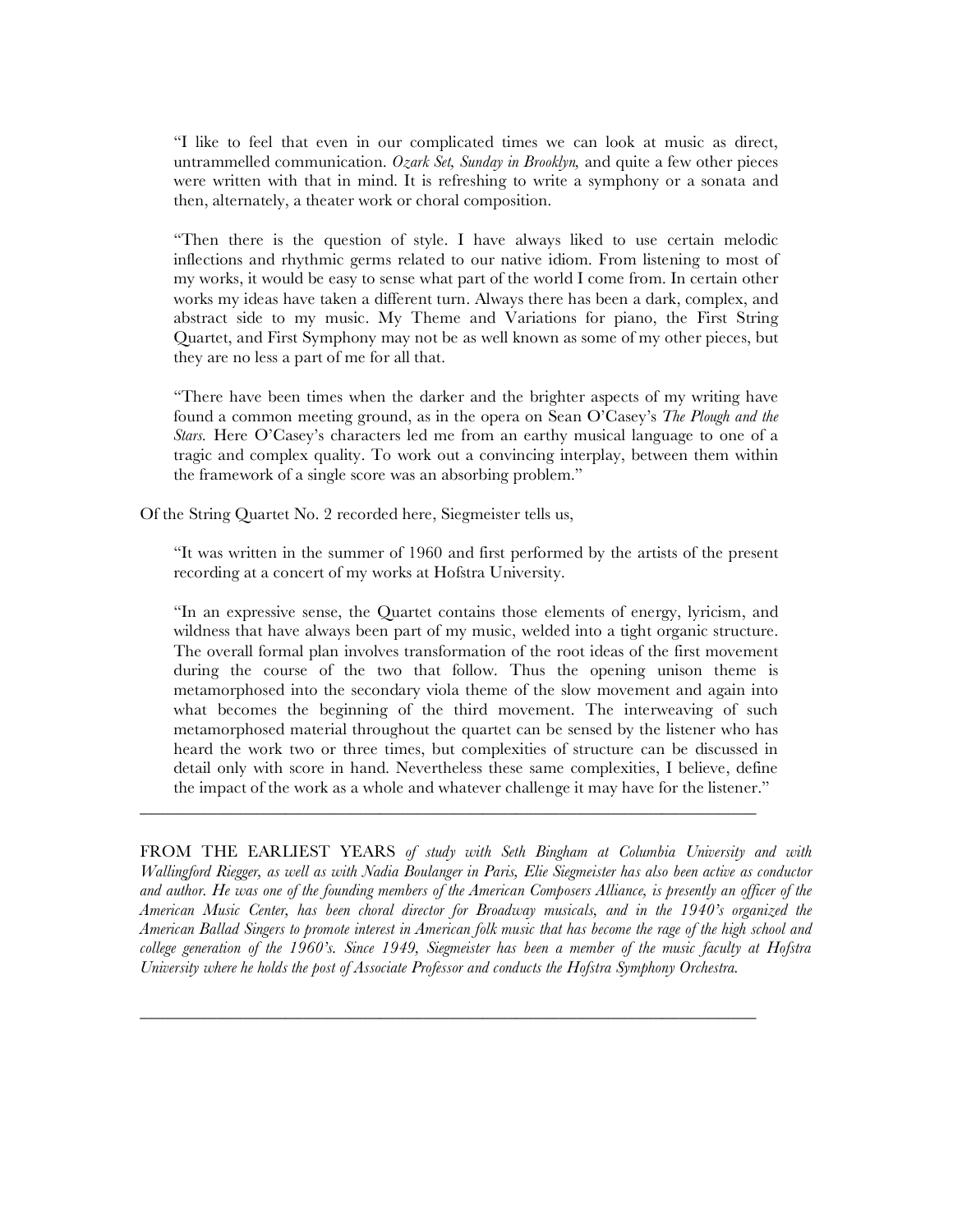> "I like to feel that even in our complicated times we can look at music as direct, untrammelled communication. *Ozark Set, Sunday in Brooklyn,* and quite a few other pieces were written with that in mind. It is refreshing to write a symphony or a sonata and then, alternately, a theater work or choral composition.
>
> "Then there is the question of style. I have always liked to use certain melodic inflections and rhythmic germs related to our native idiom. From listening to most of my works, it would be easy to sense what part of the world I come from. In certain other works my ideas have taken a different turn. Always there has been a dark, complex, and abstract side to my music. My Theme and Variations for piano, the First String Quartet, and First Symphony may not be as well known as some of my other pieces, but they are no less a part of me for all that.
>
> "There have been times when the darker and the brighter aspects of my writing have found a common meeting ground, as in the opera on Sean O'Casey's *The Plough and the Stars.* Here O'Casey's characters led me from an earthy musical language to one of a tragic and complex quality. To work out a convincing interplay, between them within the framework of a single score was an absorbing problem."

Of the String Quartet No. 2 recorded here, Siegmeister tells us,

> "It was written in the summer of 1960 and first performed by the artists of the present recording at a concert of my works at Hofstra University.
>
> "In an expressive sense, the Quartet contains those elements of energy, lyricism, and wildness that have always been part of my music, welded into a tight organic structure. The overall formal plan involves transformation of the root ideas of the first movement during the course of the two that follow. Thus the opening unison theme is metamorphosed into the secondary viola theme of the slow movement and again into what becomes the beginning of the third movement. The interweaving of such metamorphosed material throughout the quartet can be sensed by the listener who has heard the work two or three times, but complexities of structure can be discussed in detail only with score in hand. Nevertheless these same complexities, I believe, define the impact of the work as a whole and whatever challenge it may have for the listener."

---

FROM THE EARLIEST YEARS *of study with Seth Bingham at Columbia University and with Wallingford Riegger, as well as with Nadia Boulanger in Paris, Elie Siegmeister has also been active as conductor and author. He was one of the founding members of the American Composers Alliance, is presently an officer of the American Music Center, has been choral director for Broadway musicals, and in the 1940's organized the American Ballad Singers to promote interest in American folk music that has become the rage of the high school and college generation of the 1960's. Since 1949, Siegmeister has been a member of the music faculty at Hofstra University where he holds the post of Associate Professor and conducts the Hofstra Symphony Orchestra.*

---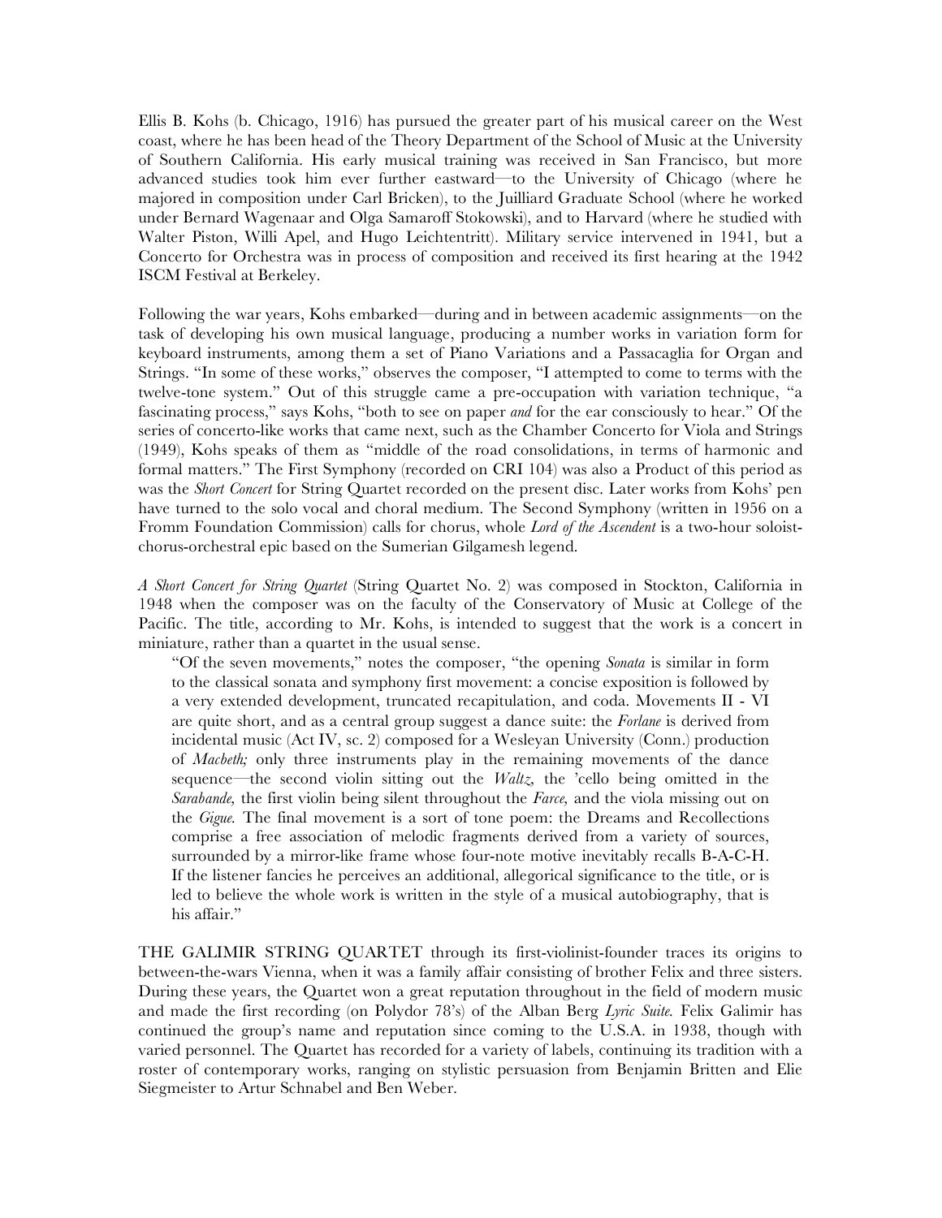Ellis B. Kohs (b. Chicago, 1916) has pursued the greater part of his musical career on the West coast, where he has been head of the Theory Department of the School of Music at the University of Southern California. His early musical training was received in San Francisco, but more advanced studies took him ever further eastward—to the University of Chicago (where he majored in composition under Carl Bricken), to the Juilliard Graduate School (where he worked under Bernard Wagenaar and Olga Samaroff Stokowski), and to Harvard (where he studied with Walter Piston, Willi Apel, and Hugo Leichtentritt). Military service intervened in 1941, but a Concerto for Orchestra was in process of composition and received its first hearing at the 1942 ISCM Festival at Berkeley.

Following the war years, Kohs embarked—during and in between academic assignments—on the task of developing his own musical language, producing a number works in variation form for keyboard instruments, among them a set of Piano Variations and a Passacaglia for Organ and Strings. "In some of these works," observes the composer, "I attempted to come to terms with the twelve-tone system." Out of this struggle came a pre-occupation with variation technique, "a fascinating process," says Kohs, "both to see on paper *and* for the ear consciously to hear." Of the series of concerto-like works that came next, such as the Chamber Concerto for Viola and Strings (1949), Kohs speaks of them as "middle of the road consolidations, in terms of harmonic and formal matters." The First Symphony (recorded on CRI 104) was also a Product of this period as was the *Short Concert* for String Quartet recorded on the present disc. Later works from Kohs' pen have turned to the solo vocal and choral medium. The Second Symphony (written in 1956 on a Fromm Foundation Commission) calls for chorus, whole *Lord of the Ascendent* is a two-hour soloist-chorus-orchestral epic based on the Sumerian Gilgamesh legend.

*A Short Concert for String Quartet* (String Quartet No. 2) was composed in Stockton, California in 1948 when the composer was on the faculty of the Conservatory of Music at College of the Pacific. The title, according to Mr. Kohs, is intended to suggest that the work is a concert in miniature, rather than a quartet in the usual sense.

> "Of the seven movements," notes the composer, "the opening *Sonata* is similar in form to the classical sonata and symphony first movement: a concise exposition is followed by a very extended development, truncated recapitulation, and coda. Movements II - VI are quite short, and as a central group suggest a dance suite: the *Forlane* is derived from incidental music (Act IV, sc. 2) composed for a Wesleyan University (Conn.) production of *Macbeth;* only three instruments play in the remaining movements of the dance sequence—the second violin sitting out the *Waltz,* the 'cello being omitted in the *Sarabande,* the first violin being silent throughout the *Farce,* and the viola missing out on the *Gigue.* The final movement is a sort of tone poem: the Dreams and Recollections comprise a free association of melodic fragments derived from a variety of sources, surrounded by a mirror-like frame whose four-note motive inevitably recalls B-A-C-H. If the listener fancies he perceives an additional, allegorical significance to the title, or is led to believe the whole work is written in the style of a musical autobiography, that is his affair."

THE GALIMIR STRING QUARTET through its first-violinist-founder traces its origins to between-the-wars Vienna, when it was a family affair consisting of brother Felix and three sisters. During these years, the Quartet won a great reputation throughout in the field of modern music and made the first recording (on Polydor 78's) of the Alban Berg *Lyric Suite.* Felix Galimir has continued the group's name and reputation since coming to the U.S.A. in 1938, though with varied personnel. The Quartet has recorded for a variety of labels, continuing its tradition with a roster of contemporary works, ranging on stylistic persuasion from Benjamin Britten and Elie Siegmeister to Artur Schnabel and Ben Weber.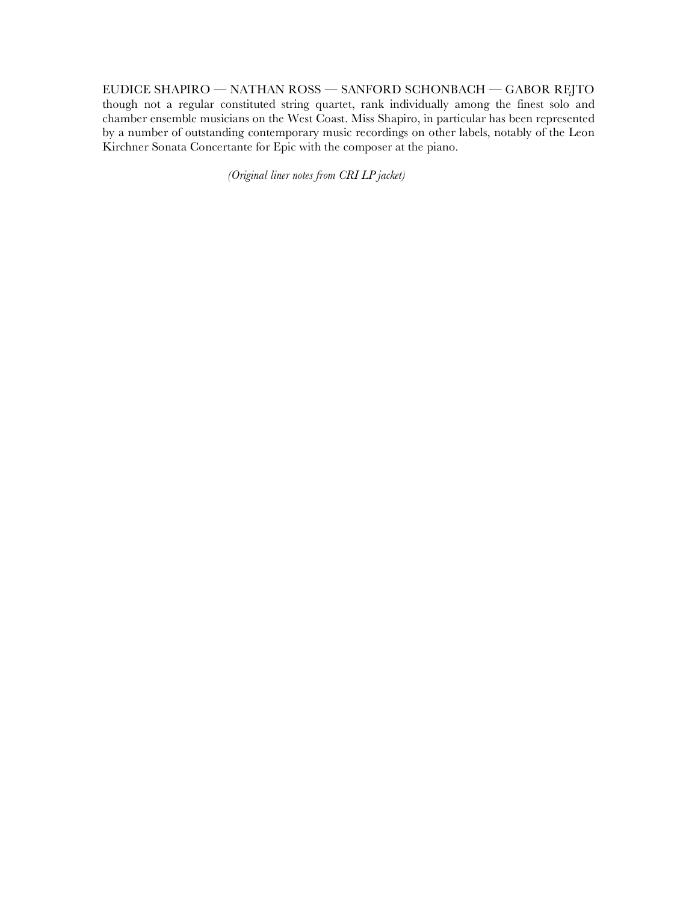EUDICE SHAPIRO — NATHAN ROSS — SANFORD SCHONBACH — GABOR REJTO though not a regular constituted string quartet, rank individually among the finest solo and chamber ensemble musicians on the West Coast. Miss Shapiro, in particular has been represented by a number of outstanding contemporary music recordings on other labels, notably of the Leon Kirchner Sonata Concertante for Epic with the composer at the piano.

*(Original liner notes from CRI LP jacket)*